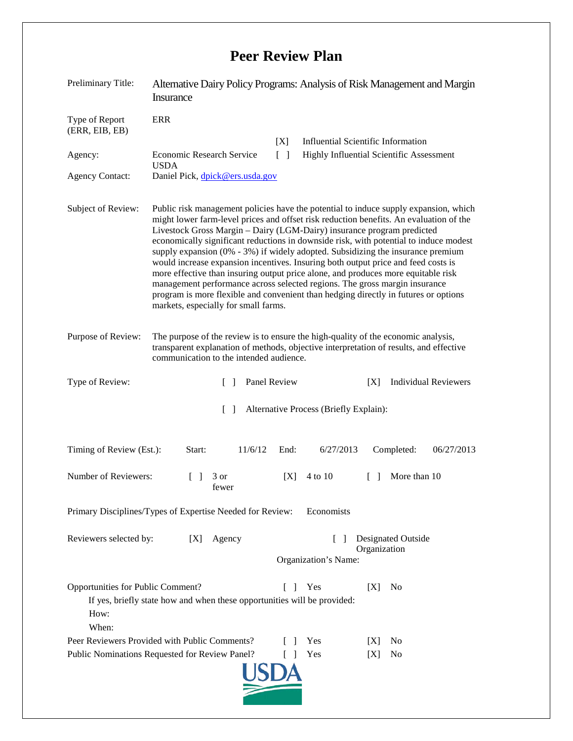# Peer Review Plan

| | |
|---|---|
| Preliminary Title: | Alternative Dairy Policy Programs: Analysis of Risk Management and Margin Insurance |
| Type of Report (ERR, EIB, EB) | ERR |
| | [X] Influential Scientific Information |
| Agency: | Economic Research Service USDA — [ ] Highly Influential Scientific Assessment |
| Agency Contact: | Daniel Pick, dpick@ers.usda.gov |

**Subject of Review:** Public risk management policies have the potential to induce supply expansion, which might lower farm-level prices and offset risk reduction benefits. An evaluation of the Livestock Gross Margin – Dairy (LGM-Dairy) insurance program predicted economically significant reductions in downside risk, with potential to induce modest supply expansion (0% - 3%) if widely adopted. Subsidizing the insurance premium would increase expansion incentives. Insuring both output price and feed costs is more effective than insuring output price alone, and produces more equitable risk management performance across selected regions. The gross margin insurance program is more flexible and convenient than hedging directly in futures or options markets, especially for small farms.

**Purpose of Review:** The purpose of the review is to ensure the high-quality of the economic analysis, transparent explanation of methods, objective interpretation of results, and effective communication to the intended audience.

**Type of Review:** [ ] Panel Review [X] Individual Reviewers

[ ] Alternative Process (Briefly Explain):

**Timing of Review (Est.):** Start: 11/6/12 End: 6/27/2013 Completed: 06/27/2013

**Number of Reviewers:** [ ] 3 or fewer [X] 4 to 10 [ ] More than 10

**Primary Disciplines/Types of Expertise Needed for Review:** Economists

**Reviewers selected by:** [X] Agency [ ] Designated Outside Organization

Organization's Name:

**Opportunities for Public Comment?** [ ] Yes [X] No

If yes, briefly state how and when these opportunities will be provided:

How:

When:

**Peer Reviewers Provided with Public Comments?** [ ] Yes [X] No

**Public Nominations Requested for Review Panel?** [ ] Yes [X] No